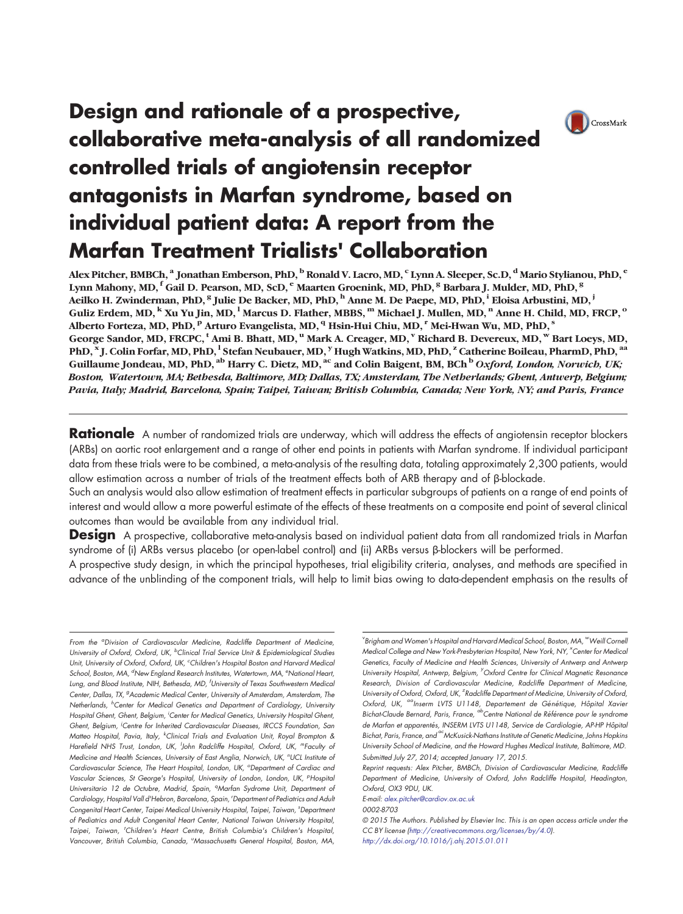# Design and rationale of a prospective, collaborative meta-analysis of all randomized controlled trials of angiotensin receptor antagonists in Marfan syndrome, based on individual patient data: A report from the Marfan Treatment Trialists' Collaboration

**Alex Pitcher, BMBCh,[a] Jonathan Emberson, PhD,[b] Ronald V. Lacro, MD,[c] Lynn A. Sleeper, Sc.D,[d] Mario Stylianou, PhD,[e] Lynn Mahony, MD,[f] Gail D. Pearson, MD, ScD,[e] Maarten Groenink, MD, PhD,[g] Barbara J. Mulder, MD, PhD,[g] Aeilko H. Zwinderman, PhD,[g] Julie De Backer, MD, PhD,[h] Anne M. De Paepe, MD, PhD,[i] Eloisa Arbustini, MD,[j] Guliz Erdem, MD,[k] Xu Yu Jin, MD,[l] Marcus D. Flather, MBBS,[m] Michael J. Mullen, MD,[n] Anne H. Child, MD, FRCP,[o] Alberto Forteza, MD, PhD,[p] Arturo Evangelista, MD,[q] Hsin-Hui Chiu, MD,[r] Mei-Hwan Wu, MD, PhD,[s] George Sandor, MD, FRCPC,[t] Ami B. Bhatt, MD,[u] Mark A. Creager, MD,[v] Richard B. Devereux, MD,[w] Bart Loeys, MD, PhD,[x] J. Colin Forfar, MD, PhD,[l] Stefan Neubauer, MD,[y] Hugh Watkins, MD, PhD,[z] Catherine Boileau, PharmD, PhD,[aa] Guillaume Jondeau, MD, PhD,[ab] Harry C. Dietz, MD,[ac] and Colin Baigent, BM, BCh[b]** *Oxford, London, Norwich, UK; Boston, Watertown, MA; Bethesda, Baltimore, MD; Dallas, TX; Amsterdam, The Netherlands; Ghent, Antwerp, Belgium; Pavia, Italy; Madrid, Barcelona, Spain; Taipei, Taiwan; British Columbia, Canada; New York, NY; and Paris, France*

**Rationale** A number of randomized trials are underway, which will address the effects of angiotensin receptor blockers (ARBs) on aortic root enlargement and a range of other end points in patients with Marfan syndrome. If individual participant data from these trials were to be combined, a meta-analysis of the resulting data, totaling approximately 2,300 patients, would allow estimation across a number of trials of the treatment effects both of ARB therapy and of β-blockade.

Such an analysis would also allow estimation of treatment effects in particular subgroups of patients on a range of end points of interest and would allow a more powerful estimate of the effects of these treatments on a composite end point of several clinical outcomes than would be available from any individual trial.

**Design** A prospective, collaborative meta-analysis based on individual patient data from all randomized trials in Marfan syndrome of (i) ARBs versus placebo (or open-label control) and (ii) ARBs versus β-blockers will be performed.

A prospective study design, in which the principal hypotheses, trial eligibility criteria, analyses, and methods are specified in advance of the unblinding of the component trials, will help to limit bias owing to data-dependent emphasis on the results of

From the [a]Division of Cardiovascular Medicine, Radcliffe Department of Medicine, University of Oxford, Oxford, UK, [b]Clinical Trial Service Unit & Epidemiological Studies Unit, University of Oxford, Oxford, UK, [c]Children's Hospital Boston and Harvard Medical School, Boston, MA, [d]New England Research Institutes, Watertown, MA, [e]National Heart, Lung, and Blood Institute, NIH, Bethesda, MD, [f]University of Texas Southwestern Medical Center, Dallas, TX, [g]Academic Medical Center, University of Amsterdam, Amsterdam, The Netherlands, [h]Center for Medical Genetics and Department of Cardiology, University Hospital Ghent, Ghent, Belgium, [i]Center for Medical Genetics, University Hospital Ghent, Ghent, Belgium, [j]Centre for Inherited Cardiovascular Diseases, IRCCS Foundation, San Matteo Hospital, Pavia, Italy, [k]Clinical Trials and Evaluation Unit, Royal Brompton & Harefield NHS Trust, London, UK, [l]John Radcliffe Hospital, Oxford, UK, [m]Faculty of Medicine and Health Sciences, University of East Anglia, Norwich, UK, [n]UCL Institute of Cardiovascular Science, The Heart Hospital, London, UK, [o]Department of Cardiac and Vascular Sciences, St George's Hospital, University of London, London, UK, [p]Hospital Universitario 12 de Octubre, Madrid, Spain, [q]Marfan Sydrome Unit, Department of Cardiology, Hospital Vall d'Hebron, Barcelona, Spain, [r]Department of Pediatrics and Adult Congenital Heart Center, Taipei Medical University Hospital, Taipei, Taiwan, [s]Department of Pediatrics and Adult Congenital Heart Center, National Taiwan University Hospital, Taipei, Taiwan, [t]Children's Heart Centre, British Columbia's Children's Hospital, Vancouver, British Columbia, Canada, [u]Massachusetts General Hospital, Boston, MA, [v]Brigham and Women's Hospital and Harvard Medical School, Boston, MA, [w]Weill Cornell Medical College and New York-Presbyterian Hospital, New York, NY, [x]Center for Medical Genetics, Faculty of Medicine and Health Sciences, University of Antwerp and Antwerp University Hospital, Antwerp, Belgium, [y]Oxford Centre for Clinical Magnetic Resonance Research, Division of Cardiovascular Medicine, Radcliffe Department of Medicine, University of Oxford, Oxford, UK, [z]Radcliffe Department of Medicine, University of Oxford, Oxford, UK, [aa]Inserm LVTS U1148, Departement de Génétique, Hôpital Xavier Bichat-Claude Bernard, Paris, France, [ab]Centre National de Référence pour le syndrome de Marfan et apparentés, INSERM LVTS U1148, Service de Cardiologie, AP-HP Hôpital Bichat, Paris, France, and [ac]McKusick-Nathans Institute of Genetic Medicine, Johns Hopkins University School of Medicine, and the Howard Hughes Medical Institute, Baltimore, MD.

Submitted July 27, 2014; accepted January 17, 2015.

Reprint requests: Alex Pitcher, BMBCh, Division of Cardiovascular Medicine, Radcliffe Department of Medicine, University of Oxford, John Radcliffe Hospital, Headington, Oxford, OX3 9DU, UK.

E-mail: alex.pitcher@cardiov.ox.ac.uk

0002-8703

© 2015 The Authors. Published by Elsevier Inc. This is an open access article under the CC BY license (http://creativecommons.org/licenses/by/4.0).

http://dx.doi.org/10.1016/j.ahj.2015.01.011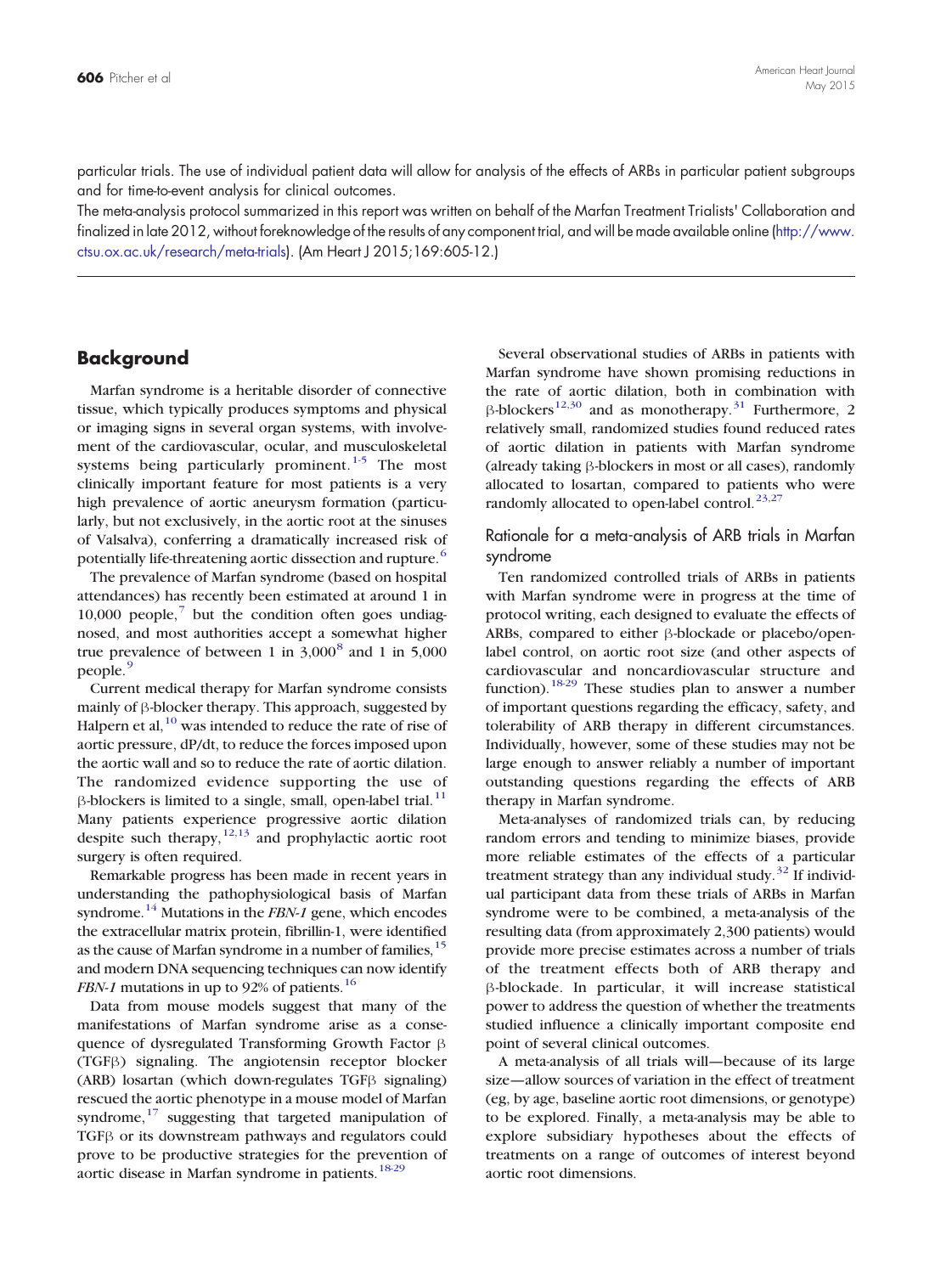particular trials. The use of individual patient data will allow for analysis of the effects of ARBs in particular patient subgroups and for time-to-event analysis for clinical outcomes.

The meta-analysis protocol summarized in this report was written on behalf of the Marfan Treatment Trialists' Collaboration and finalized in late 2012, without foreknowledge of the results of any component trial, and will be made available online (http://www.ctsu.ox.ac.uk/research/meta-trials). (Am Heart J 2015;169:605-12.)

## Background

Marfan syndrome is a heritable disorder of connective tissue, which typically produces symptoms and physical or imaging signs in several organ systems, with involvement of the cardiovascular, ocular, and musculoskeletal systems being particularly prominent.[1-5] The most clinically important feature for most patients is a very high prevalence of aortic aneurysm formation (particularly, but not exclusively, in the aortic root at the sinuses of Valsalva), conferring a dramatically increased risk of potentially life-threatening aortic dissection and rupture.[6]

The prevalence of Marfan syndrome (based on hospital attendances) has recently been estimated at around 1 in 10,000 people,[7] but the condition often goes undiagnosed, and most authorities accept a somewhat higher true prevalence of between 1 in 3,000[8] and 1 in 5,000 people.[9]

Current medical therapy for Marfan syndrome consists mainly of β-blocker therapy. This approach, suggested by Halpern et al,[10] was intended to reduce the rate of rise of aortic pressure, dP/dt, to reduce the forces imposed upon the aortic wall and so to reduce the rate of aortic dilation. The randomized evidence supporting the use of β-blockers is limited to a single, small, open-label trial.[11] Many patients experience progressive aortic dilation despite such therapy,[12,13] and prophylactic aortic root surgery is often required.

Remarkable progress has been made in recent years in understanding the pathophysiological basis of Marfan syndrome.[14] Mutations in the *FBN-1* gene, which encodes the extracellular matrix protein, fibrillin-1, were identified as the cause of Marfan syndrome in a number of families,[15] and modern DNA sequencing techniques can now identify *FBN-1* mutations in up to 92% of patients.[16]

Data from mouse models suggest that many of the manifestations of Marfan syndrome arise as a consequence of dysregulated Transforming Growth Factor β (TGFβ) signaling. The angiotensin receptor blocker (ARB) losartan (which down-regulates TGFβ signaling) rescued the aortic phenotype in a mouse model of Marfan syndrome,[17] suggesting that targeted manipulation of TGFβ or its downstream pathways and regulators could prove to be productive strategies for the prevention of aortic disease in Marfan syndrome in patients.[18-29]

Several observational studies of ARBs in patients with Marfan syndrome have shown promising reductions in the rate of aortic dilation, both in combination with β-blockers[12,30] and as monotherapy.[31] Furthermore, 2 relatively small, randomized studies found reduced rates of aortic dilation in patients with Marfan syndrome (already taking β-blockers in most or all cases), randomly allocated to losartan, compared to patients who were randomly allocated to open-label control.[23,27]

### Rationale for a meta-analysis of ARB trials in Marfan syndrome

Ten randomized controlled trials of ARBs in patients with Marfan syndrome were in progress at the time of protocol writing, each designed to evaluate the effects of ARBs, compared to either β-blockade or placebo/open-label control, on aortic root size (and other aspects of cardiovascular and noncardiovascular structure and function).[18-29] These studies plan to answer a number of important questions regarding the efficacy, safety, and tolerability of ARB therapy in different circumstances. Individually, however, some of these studies may not be large enough to answer reliably a number of important outstanding questions regarding the effects of ARB therapy in Marfan syndrome.

Meta-analyses of randomized trials can, by reducing random errors and tending to minimize biases, provide more reliable estimates of the effects of a particular treatment strategy than any individual study.[32] If individual participant data from these trials of ARBs in Marfan syndrome were to be combined, a meta-analysis of the resulting data (from approximately 2,300 patients) would provide more precise estimates across a number of trials of the treatment effects both of ARB therapy and β-blockade. In particular, it will increase statistical power to address the question of whether the treatments studied influence a clinically important composite end point of several clinical outcomes.

A meta-analysis of all trials will—because of its large size—allow sources of variation in the effect of treatment (eg, by age, baseline aortic root dimensions, or genotype) to be explored. Finally, a meta-analysis may be able to explore subsidiary hypotheses about the effects of treatments on a range of outcomes of interest beyond aortic root dimensions.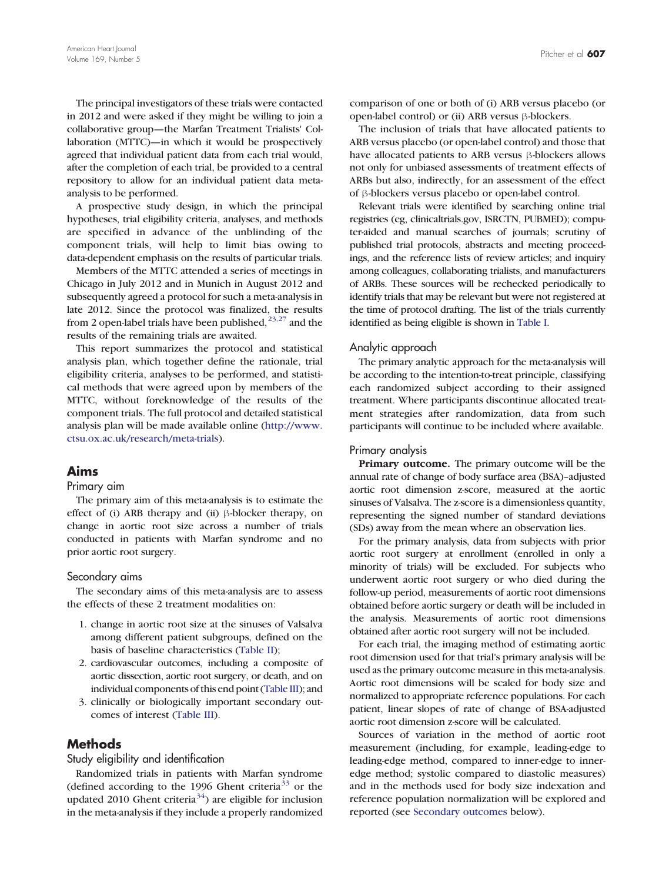The principal investigators of these trials were contacted in 2012 and were asked if they might be willing to join a collaborative group—the Marfan Treatment Trialists' Collaboration (MTTC)—in which it would be prospectively agreed that individual patient data from each trial would, after the completion of each trial, be provided to a central repository to allow for an individual patient data meta-analysis to be performed.

A prospective study design, in which the principal hypotheses, trial eligibility criteria, analyses, and methods are specified in advance of the unblinding of the component trials, will help to limit bias owing to data-dependent emphasis on the results of particular trials.

Members of the MTTC attended a series of meetings in Chicago in July 2012 and in Munich in August 2012 and subsequently agreed a protocol for such a meta-analysis in late 2012. Since the protocol was finalized, the results from 2 open-label trials have been published,[23,27] and the results of the remaining trials are awaited.

This report summarizes the protocol and statistical analysis plan, which together define the rationale, trial eligibility criteria, analyses to be performed, and statistical methods that were agreed upon by members of the MTTC, without foreknowledge of the results of the component trials. The full protocol and detailed statistical analysis plan will be made available online (http://www.ctsu.ox.ac.uk/research/meta-trials).

## Aims

### Primary aim

The primary aim of this meta-analysis is to estimate the effect of (i) ARB therapy and (ii) β-blocker therapy, on change in aortic root size across a number of trials conducted in patients with Marfan syndrome and no prior aortic root surgery.

### Secondary aims

The secondary aims of this meta-analysis are to assess the effects of these 2 treatment modalities on:

1. change in aortic root size at the sinuses of Valsalva among different patient subgroups, defined on the basis of baseline characteristics (Table II);
2. cardiovascular outcomes, including a composite of aortic dissection, aortic root surgery, or death, and on individual components of this end point (Table III); and
3. clinically or biologically important secondary outcomes of interest (Table III).

## Methods

### Study eligibility and identification

Randomized trials in patients with Marfan syndrome (defined according to the 1996 Ghent criteria[33] or the updated 2010 Ghent criteria[34]) are eligible for inclusion in the meta-analysis if they include a properly randomized comparison of one or both of (i) ARB versus placebo (or open-label control) or (ii) ARB versus β-blockers.

The inclusion of trials that have allocated patients to ARB versus placebo (or open-label control) and those that have allocated patients to ARB versus β-blockers allows not only for unbiased assessments of treatment effects of ARBs but also, indirectly, for an assessment of the effect of β-blockers versus placebo or open-label control.

Relevant trials were identified by searching online trial registries (eg, clinicaltrials.gov, ISRCTN, PUBMED); computer-aided and manual searches of journals; scrutiny of published trial protocols, abstracts and meeting proceedings, and the reference lists of review articles; and inquiry among colleagues, collaborating trialists, and manufacturers of ARBs. These sources will be rechecked periodically to identify trials that may be relevant but were not registered at the time of protocol drafting. The list of the trials currently identified as being eligible is shown in Table I.

### Analytic approach

The primary analytic approach for the meta-analysis will be according to the intention-to-treat principle, classifying each randomized subject according to their assigned treatment. Where participants discontinue allocated treatment strategies after randomization, data from such participants will continue to be included where available.

### Primary analysis

**Primary outcome.** The primary outcome will be the annual rate of change of body surface area (BSA)–adjusted aortic root dimension z-score, measured at the aortic sinuses of Valsalva. The z-score is a dimensionless quantity, representing the signed number of standard deviations (SDs) away from the mean where an observation lies.

For the primary analysis, data from subjects with prior aortic root surgery at enrollment (enrolled in only a minority of trials) will be excluded. For subjects who underwent aortic root surgery or who died during the follow-up period, measurements of aortic root dimensions obtained before aortic surgery or death will be included in the analysis. Measurements of aortic root dimensions obtained after aortic root surgery will not be included.

For each trial, the imaging method of estimating aortic root dimension used for that trial's primary analysis will be used as the primary outcome measure in this meta-analysis. Aortic root dimensions will be scaled for body size and normalized to appropriate reference populations. For each patient, linear slopes of rate of change of BSA-adjusted aortic root dimension z-score will be calculated.

Sources of variation in the method of aortic root measurement (including, for example, leading-edge to leading-edge method, compared to inner-edge to inner-edge method; systolic compared to diastolic measures) and in the methods used for body size indexation and reference population normalization will be explored and reported (see Secondary outcomes below).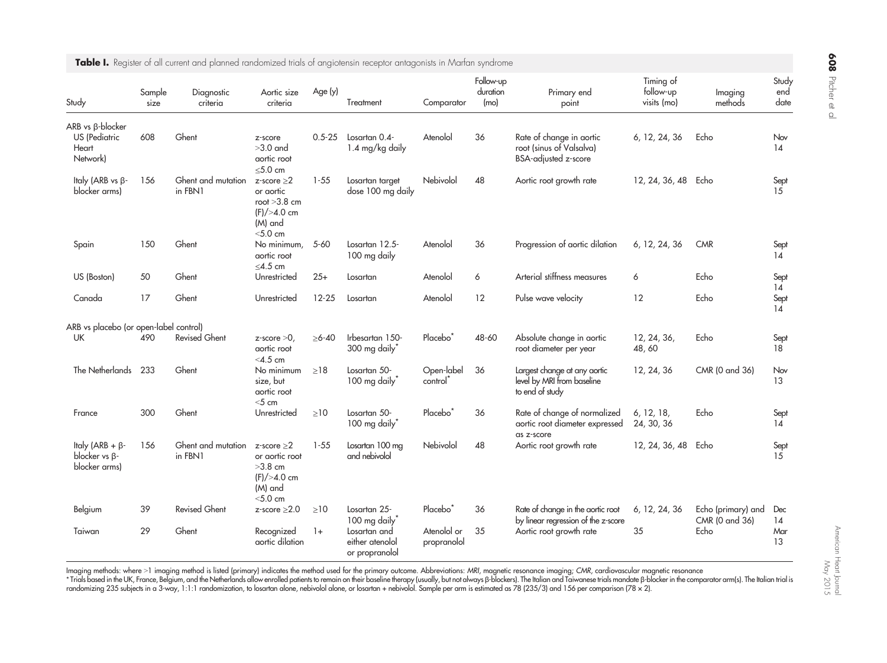**Table I.** Register of all current and planned randomized trials of angiotensin receptor antagonists in Marfan syndrome

| Study | Sample size | Diagnostic criteria | Aortic size criteria | Age (y) | Treatment | Comparator | Follow-up duration (mo) | Primary end point | Timing of follow-up visits (mo) | Imaging methods | Study end date |
|---|---|---|---|---|---|---|---|---|---|---|---|
| ARB vs β-blocker | | | | | | | | | | | |
| US (Pediatric Heart Network) | 608 | Ghent | z-score >3.0 and aortic root ≤5.0 cm | 0.5-25 | Losartan 0.4-1.4 mg/kg daily | Atenolol | 36 | Rate of change in aortic root (sinus of Valsalva) BSA-adjusted z-score | 6, 12, 24, 36 | Echo | Nov 14 |
| Italy (ARB vs β-blocker arms) | 156 | Ghent and mutation in FBN1 | z-score ≥2 or aortic root >3.8 cm (F)/>4.0 cm (M) and <5.0 cm | 1-55 | Losartan target dose 100 mg daily | Nebivolol | 48 | Aortic root growth rate | 12, 24, 36, 48 | Echo | Sept 15 |
| Spain | 150 | Ghent | No minimum, aortic root ≤4.5 cm | 5-60 | Losartan 12.5-100 mg daily | Atenolol | 36 | Progression of aortic dilation | 6, 12, 24, 36 | CMR | Sept 14 |
| US (Boston) | 50 | Ghent | Unrestricted | 25+ | Losartan | Atenolol | 6 | Arterial stiffness measures | 6 | Echo | Sept 14 |
| Canada | 17 | Ghent | Unrestricted | 12-25 | Losartan | Atenolol | 12 | Pulse wave velocity | 12 | Echo | Sept 14 |
| ARB vs placebo (or open-label control) | | | | | | | | | | | |
| UK | 490 | Revised Ghent | z-score >0, aortic root <4.5 cm | ≥6-40 | Irbesartan 150-300 mg daily* | Placebo* | 48-60 | Absolute change in aortic root diameter per year | 12, 24, 36, 48, 60 | Echo | Sept 18 |
| The Netherlands | 233 | Ghent | No minimum size, but aortic root <5 cm | ≥18 | Losartan 50-100 mg daily* | Open-label control* | 36 | Largest change at any aortic level by MRI from baseline to end of study | 12, 24, 36 | CMR (0 and 36) | Nov 13 |
| France | 300 | Ghent | Unrestricted | ≥10 | Losartan 50-100 mg daily* | Placebo* | 36 | Rate of change of normalized aortic root diameter expressed as z-score | 6, 12, 18, 24, 30, 36 | Echo | Sept 14 |
| Italy (ARB + β-blocker vs β-blocker arms) | 156 | Ghent and mutation in FBN1 | z-score ≥2 or aortic root >3.8 cm (F)/>4.0 cm (M) and <5.0 cm | 1-55 | Losartan 100 mg and nebivolol | Nebivolol | 48 | Aortic root growth rate | 12, 24, 36, 48 | Echo | Sept 15 |
| Belgium | 39 | Revised Ghent | z-score ≥2.0 | ≥10 | Losartan 25-100 mg daily* | Placebo* | 36 | Rate of change in the aortic root by linear regression of the z-score | 6, 12, 24, 36 | Echo (primary) and CMR (0 and 36) | Dec 14 |
| Taiwan | 29 | Ghent | Recognized aortic dilation | 1+ | Losartan and either atenolol or propranolol | Atenolol or propranolol | 35 | Aortic root growth rate | 35 | Echo | Mar 13 |

Imaging methods: where >1 imaging method is listed (primary) indicates the method used for the primary outcome. Abbreviations: *MRI*, magnetic resonance imaging; *CMR*, cardiovascular magnetic resonance

\* Trials based in the UK, France, Belgium, and the Netherlands allow enrolled patients to remain on their baseline therapy (usually, but not always β-blockers). The Italian and Taiwanese trials mandate β-blocker in the comparator arm(s). The Italian trial is randomizing 235 subjects in a 3-way, 1:1:1 randomization, to losartan alone, nebivolol alone, or losartan + nebivolol. Sample per arm is estimated as 78 (235/3) and 156 per comparison (78 × 2).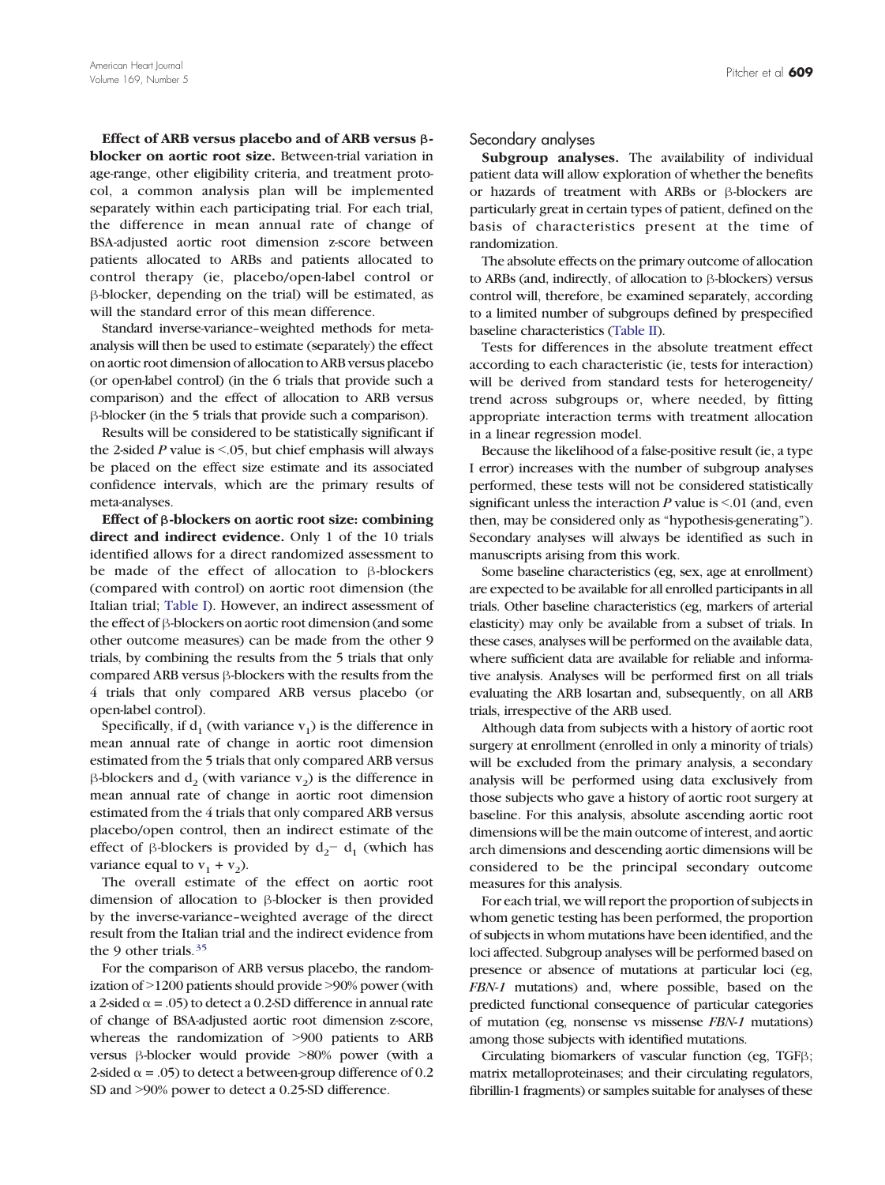**Effect of ARB versus placebo and of ARB versus β-blocker on aortic root size.** Between-trial variation in age-range, other eligibility criteria, and treatment protocol, a common analysis plan will be implemented separately within each participating trial. For each trial, the difference in mean annual rate of change of BSA-adjusted aortic root dimension z-score between patients allocated to ARBs and patients allocated to control therapy (ie, placebo/open-label control or β-blocker, depending on the trial) will be estimated, as will the standard error of this mean difference.

Standard inverse-variance–weighted methods for meta-analysis will then be used to estimate (separately) the effect on aortic root dimension of allocation to ARB versus placebo (or open-label control) (in the 6 trials that provide such a comparison) and the effect of allocation to ARB versus β-blocker (in the 5 trials that provide such a comparison).

Results will be considered to be statistically significant if the 2-sided *P* value is <.05, but chief emphasis will always be placed on the effect size estimate and its associated confidence intervals, which are the primary results of meta-analyses.

**Effect of β-blockers on aortic root size: combining direct and indirect evidence.** Only 1 of the 10 trials identified allows for a direct randomized assessment to be made of the effect of allocation to β-blockers (compared with control) on aortic root dimension (the Italian trial; Table I). However, an indirect assessment of the effect of β-blockers on aortic root dimension (and some other outcome measures) can be made from the other 9 trials, by combining the results from the 5 trials that only compared ARB versus β-blockers with the results from the 4 trials that only compared ARB versus placebo (or open-label control).

Specifically, if $d_1$ (with variance $v_1$) is the difference in mean annual rate of change in aortic root dimension estimated from the 5 trials that only compared ARB versus β-blockers and $d_2$ (with variance $v_2$) is the difference in mean annual rate of change in aortic root dimension estimated from the 4 trials that only compared ARB versus placebo/open control, then an indirect estimate of the effect of β-blockers is provided by $d_2 - d_1$ (which has variance equal to $v_1 + v_2$).

The overall estimate of the effect on aortic root dimension of allocation to β-blocker is then provided by the inverse-variance–weighted average of the direct result from the Italian trial and the indirect evidence from the 9 other trials.[35]

For the comparison of ARB versus placebo, the randomization of >1200 patients should provide >90% power (with a 2-sided $\alpha = .05$) to detect a 0.2-SD difference in annual rate of change of BSA-adjusted aortic root dimension z-score, whereas the randomization of >900 patients to ARB versus β-blocker would provide >80% power (with a 2-sided $\alpha = .05$) to detect a between-group difference of 0.2 SD and >90% power to detect a 0.25-SD difference.

### Secondary analyses

**Subgroup analyses.** The availability of individual patient data will allow exploration of whether the benefits or hazards of treatment with ARBs or β-blockers are particularly great in certain types of patient, defined on the basis of characteristics present at the time of randomization.

The absolute effects on the primary outcome of allocation to ARBs (and, indirectly, of allocation to β-blockers) versus control will, therefore, be examined separately, according to a limited number of subgroups defined by prespecified baseline characteristics (Table II).

Tests for differences in the absolute treatment effect according to each characteristic (ie, tests for interaction) will be derived from standard tests for heterogeneity/trend across subgroups or, where needed, by fitting appropriate interaction terms with treatment allocation in a linear regression model.

Because the likelihood of a false-positive result (ie, a type I error) increases with the number of subgroup analyses performed, these tests will not be considered statistically significant unless the interaction *P* value is <.01 (and, even then, may be considered only as "hypothesis-generating"). Secondary analyses will always be identified as such in manuscripts arising from this work.

Some baseline characteristics (eg, sex, age at enrollment) are expected to be available for all enrolled participants in all trials. Other baseline characteristics (eg, markers of arterial elasticity) may only be available from a subset of trials. In these cases, analyses will be performed on the available data, where sufficient data are available for reliable and informative analysis. Analyses will be performed first on all trials evaluating the ARB losartan and, subsequently, on all ARB trials, irrespective of the ARB used.

Although data from subjects with a history of aortic root surgery at enrollment (enrolled in only a minority of trials) will be excluded from the primary analysis, a secondary analysis will be performed using data exclusively from those subjects who gave a history of aortic root surgery at baseline. For this analysis, absolute ascending aortic root dimensions will be the main outcome of interest, and aortic arch dimensions and descending aortic dimensions will be considered to be the principal secondary outcome measures for this analysis.

For each trial, we will report the proportion of subjects in whom genetic testing has been performed, the proportion of subjects in whom mutations have been identified, and the loci affected. Subgroup analyses will be performed based on presence or absence of mutations at particular loci (eg, *FBN-1* mutations) and, where possible, based on the predicted functional consequence of particular categories of mutation (eg, nonsense vs missense *FBN-1* mutations) among those subjects with identified mutations.

Circulating biomarkers of vascular function (eg, TGFβ; matrix metalloproteinases; and their circulating regulators, fibrillin-1 fragments) or samples suitable for analyses of these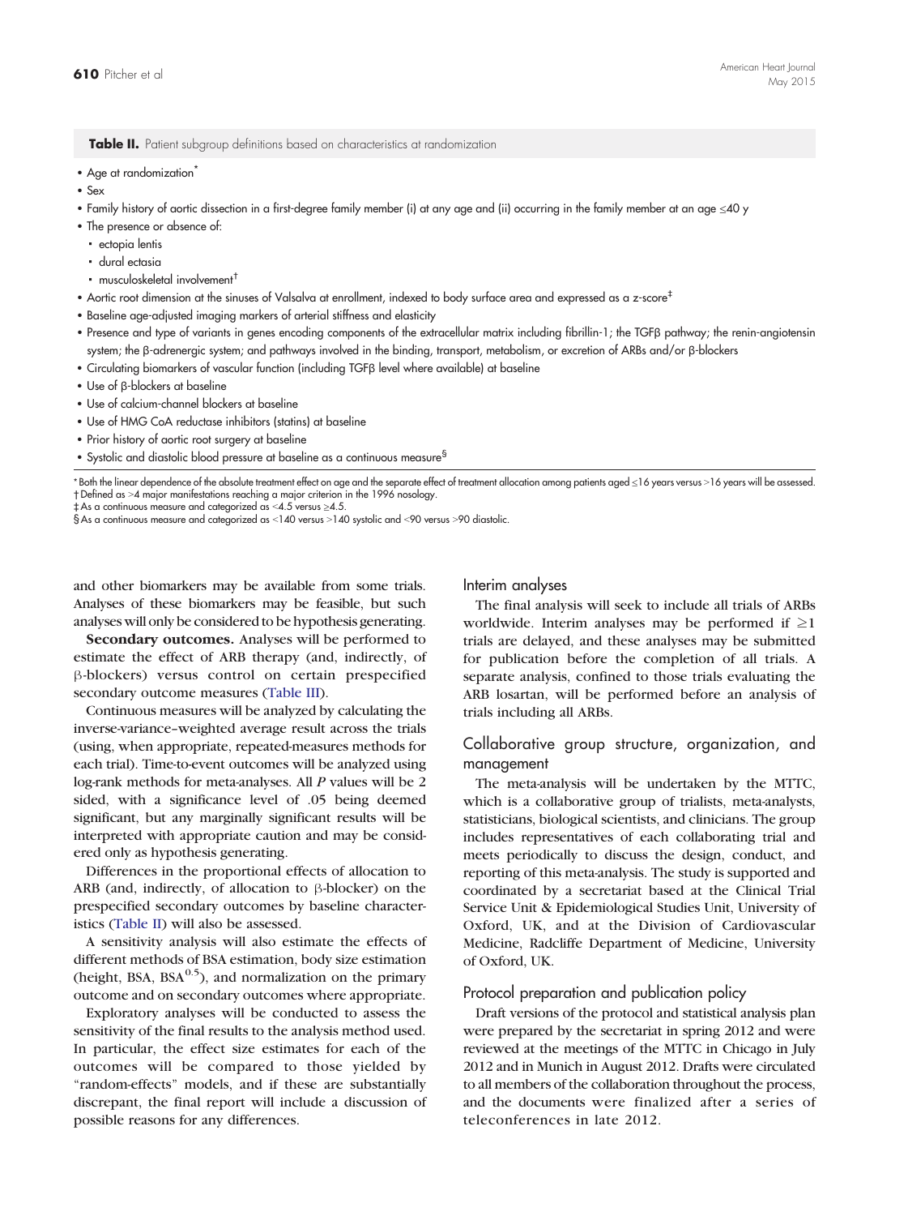**Table II.** Patient subgroup definitions based on characteristics at randomization

- Age at randomization*
- Sex
- Family history of aortic dissection in a first-degree family member (i) at any age and (ii) occurring in the family member at an age ≤40 y
- The presence or absence of:
  - ectopia lentis
  - dural ectasia
  - musculoskeletal involvement†
- Aortic root dimension at the sinuses of Valsalva at enrollment, indexed to body surface area and expressed as a z-score‡
- Baseline age-adjusted imaging markers of arterial stiffness and elasticity
- Presence and type of variants in genes encoding components of the extracellular matrix including fibrillin-1; the TGFβ pathway; the renin-angiotensin system; the β-adrenergic system; and pathways involved in the binding, transport, metabolism, or excretion of ARBs and/or β-blockers
- Circulating biomarkers of vascular function (including TGFβ level where available) at baseline
- Use of β-blockers at baseline
- Use of calcium-channel blockers at baseline
- Use of HMG CoA reductase inhibitors (statins) at baseline
- Prior history of aortic root surgery at baseline
- Systolic and diastolic blood pressure at baseline as a continuous measure§

\* Both the linear dependence of the absolute treatment effect on age and the separate effect of treatment allocation among patients aged ≤16 years versus >16 years will be assessed.
† Defined as >4 major manifestations reaching a major criterion in the 1996 nosology.
‡ As a continuous measure and categorized as <4.5 versus ≥4.5.
§ As a continuous measure and categorized as <140 versus >140 systolic and <90 versus >90 diastolic.

and other biomarkers may be available from some trials. Analyses of these biomarkers may be feasible, but such analyses will only be considered to be hypothesis generating.

**Secondary outcomes.** Analyses will be performed to estimate the effect of ARB therapy (and, indirectly, of β-blockers) versus control on certain prespecified secondary outcome measures (Table III).

Continuous measures will be analyzed by calculating the inverse-variance–weighted average result across the trials (using, when appropriate, repeated-measures methods for each trial). Time-to-event outcomes will be analyzed using log-rank methods for meta-analyses. All *P* values will be 2 sided, with a significance level of .05 being deemed significant, but any marginally significant results will be interpreted with appropriate caution and may be considered only as hypothesis generating.

Differences in the proportional effects of allocation to ARB (and, indirectly, of allocation to β-blocker) on the prespecified secondary outcomes by baseline characteristics (Table II) will also be assessed.

A sensitivity analysis will also estimate the effects of different methods of BSA estimation, body size estimation (height, BSA, $BSA^{0.5}$), and normalization on the primary outcome and on secondary outcomes where appropriate.

Exploratory analyses will be conducted to assess the sensitivity of the final results to the analysis method used. In particular, the effect size estimates for each of the outcomes will be compared to those yielded by "random-effects" models, and if these are substantially discrepant, the final report will include a discussion of possible reasons for any differences.

## Interim analyses

The final analysis will seek to include all trials of ARBs worldwide. Interim analyses may be performed if ≥1 trials are delayed, and these analyses may be submitted for publication before the completion of all trials. A separate analysis, confined to those trials evaluating the ARB losartan, will be performed before an analysis of trials including all ARBs.

## Collaborative group structure, organization, and management

The meta-analysis will be undertaken by the MTTC, which is a collaborative group of trialists, meta-analysts, statisticians, biological scientists, and clinicians. The group includes representatives of each collaborating trial and meets periodically to discuss the design, conduct, and reporting of this meta-analysis. The study is supported and coordinated by a secretariat based at the Clinical Trial Service Unit & Epidemiological Studies Unit, University of Oxford, UK, and at the Division of Cardiovascular Medicine, Radcliffe Department of Medicine, University of Oxford, UK.

## Protocol preparation and publication policy

Draft versions of the protocol and statistical analysis plan were prepared by the secretariat in spring 2012 and were reviewed at the meetings of the MTTC in Chicago in July 2012 and in Munich in August 2012. Drafts were circulated to all members of the collaboration throughout the process, and the documents were finalized after a series of teleconferences in late 2012.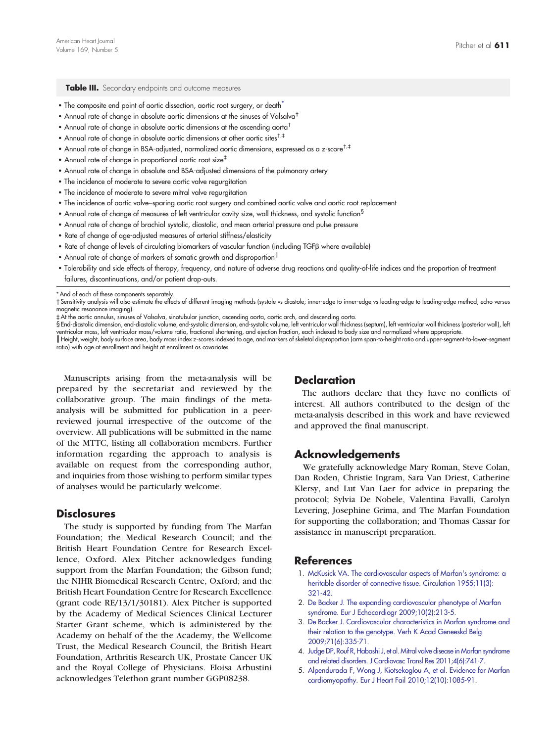**Table III.** Secondary endpoints and outcome measures

- The composite end point of aortic dissection, aortic root surgery, or death*
- Annual rate of change in absolute aortic dimensions at the sinuses of Valsalva†
- Annual rate of change in absolute aortic dimensions at the ascending aorta†
- Annual rate of change in absolute aortic dimensions at other aortic sites†,‡
- Annual rate of change in BSA-adjusted, normalized aortic dimensions, expressed as a z-score†,‡
- Annual rate of change in proportional aortic root size‡
- Annual rate of change in absolute and BSA-adjusted dimensions of the pulmonary artery
- The incidence of moderate to severe aortic valve regurgitation
- The incidence of moderate to severe mitral valve regurgitation
- The incidence of aortic valve–sparing aortic root surgery and combined aortic valve and aortic root replacement
- Annual rate of change of measures of left ventricular cavity size, wall thickness, and systolic function§
- Annual rate of change of brachial systolic, diastolic, and mean arterial pressure and pulse pressure
- Rate of change of age-adjusted measures of arterial stiffness/elasticity
- Rate of change of levels of circulating biomarkers of vascular function (including TGFβ where available)
- Annual rate of change of markers of somatic growth and disproportion‖
- Tolerability and side effects of therapy, frequency, and nature of adverse drug reactions and quality-of-life indices and the proportion of treatment failures, discontinuations, and/or patient drop-outs.

\* And of each of these components separately.
† Sensitivity analysis will also estimate the effects of different imaging methods (systole vs diastole; inner-edge to inner-edge vs leading-edge to leading-edge method, echo versus magnetic resonance imaging).
‡ At the aortic annulus, sinuses of Valsalva, sinotubular junction, ascending aorta, aortic arch, and descending aorta.
§ End-diastolic dimension, end-diastolic volume, end-systolic dimension, end-systolic volume, left ventricular wall thickness (septum), left ventricular wall thickness (posterior wall), left ventricular mass, left ventricular mass/volume ratio, fractional shortening, and ejection fraction, each indexed to body size and normalized where appropriate.
‖ Height, weight, body surface area, body mass index z-scores indexed to age, and markers of skeletal disproportion (arm span-to-height ratio and upper-segment-to-lower-segment ratio) with age at enrollment and height at enrollment as covariates.

Manuscripts arising from the meta-analysis will be prepared by the secretariat and reviewed by the collaborative group. The main findings of the meta-analysis will be submitted for publication in a peer-reviewed journal irrespective of the outcome of the overview. All publications will be submitted in the name of the MTTC, listing all collaboration members. Further information regarding the approach to analysis is available on request from the corresponding author, and inquiries from those wishing to perform similar types of analyses would be particularly welcome.

## Disclosures

The study is supported by funding from The Marfan Foundation; the Medical Research Council; and the British Heart Foundation Centre for Research Excellence, Oxford. Alex Pitcher acknowledges funding support from the Marfan Foundation; the Gibson fund; the NIHR Biomedical Research Centre, Oxford; and the British Heart Foundation Centre for Research Excellence (grant code RE/13/1/30181). Alex Pitcher is supported by the Academy of Medical Sciences Clinical Lecturer Starter Grant scheme, which is administered by the Academy on behalf of the the Academy, the Wellcome Trust, the Medical Research Council, the British Heart Foundation, Arthritis Research UK, Prostate Cancer UK and the Royal College of Physicians. Eloisa Arbustini acknowledges Telethon grant number GGP08238.

## Declaration

The authors declare that they have no conflicts of interest. All authors contributed to the design of the meta-analysis described in this work and have reviewed and approved the final manuscript.

## Acknowledgements

We gratefully acknowledge Mary Roman, Steve Colan, Dan Roden, Christie Ingram, Sara Van Driest, Catherine Klersy, and Lut Van Laer for advice in preparing the protocol; Sylvia De Nobele, Valentina Favalli, Carolyn Levering, Josephine Grima, and The Marfan Foundation for supporting the collaboration; and Thomas Cassar for assistance in manuscript preparation.

## References

1. McKusick VA. The cardiovascular aspects of Marfan's syndrome: a heritable disorder of connective tissue. Circulation 1955;11(3):321-42.
2. De Backer J. The expanding cardiovascular phenotype of Marfan syndrome. Eur J Echocardiogr 2009;10(2):213-5.
3. De Backer J. Cardiovascular characteristics in Marfan syndrome and their relation to the genotype. Verh K Acad Geneeskd Belg 2009;71(6):335-71.
4. Judge DP, Rouf R, Habashi J, et al. Mitral valve disease in Marfan syndrome and related disorders. J Cardiovasc Transl Res 2011;4(6):741-7.
5. Alpendurada F, Wong J, Kiotsekoglou A, et al. Evidence for Marfan cardiomyopathy. Eur J Heart Fail 2010;12(10):1085-91.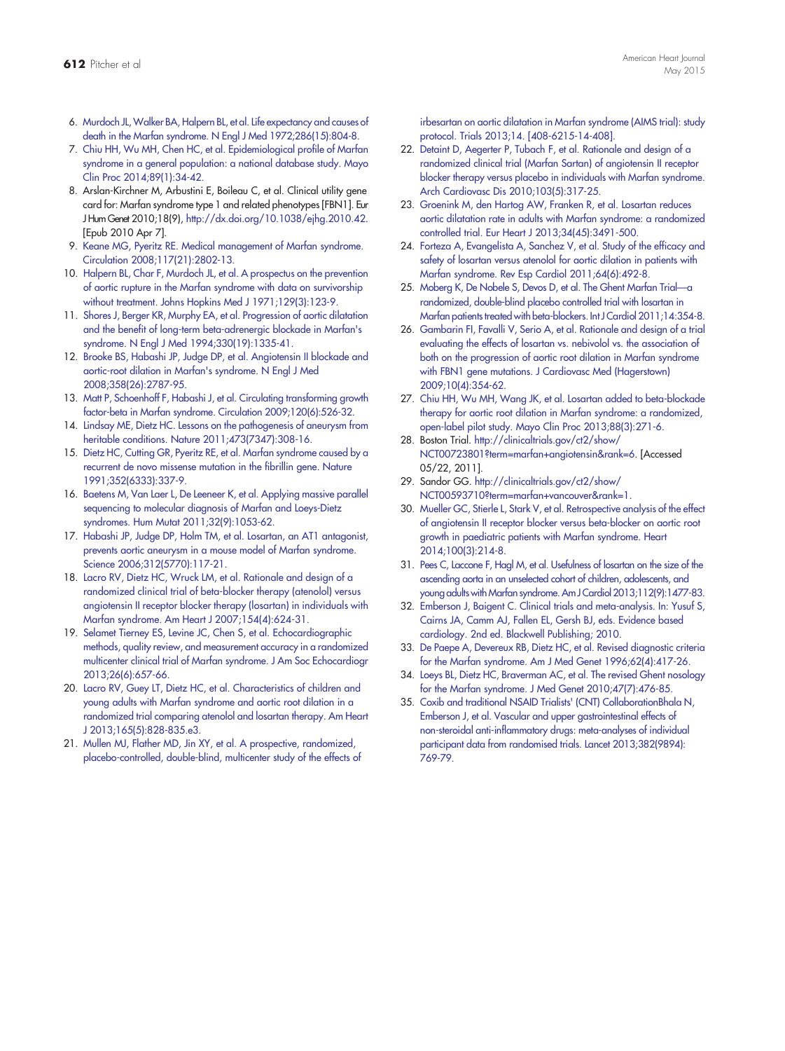6. Murdoch JL, Walker BA, Halpern BL, et al. Life expectancy and causes of death in the Marfan syndrome. N Engl J Med 1972;286(15):804-8.
7. Chiu HH, Wu MH, Chen HC, et al. Epidemiological profile of Marfan syndrome in a general population: a national database study. Mayo Clin Proc 2014;89(1):34-42.
8. Arslan-Kirchner M, Arbustini E, Boileau C, et al. Clinical utility gene card for: Marfan syndrome type 1 and related phenotypes [FBN1]. Eur J Hum Genet 2010;18(9), http://dx.doi.org/10.1038/ejhg.2010.42. [Epub 2010 Apr 7].
9. Keane MG, Pyeritz RE. Medical management of Marfan syndrome. Circulation 2008;117(21):2802-13.
10. Halpern BL, Char F, Murdoch JL, et al. A prospectus on the prevention of aortic rupture in the Marfan syndrome with data on survivorship without treatment. Johns Hopkins Med J 1971;129(3):123-9.
11. Shores J, Berger KR, Murphy EA, et al. Progression of aortic dilatation and the benefit of long-term beta-adrenergic blockade in Marfan's syndrome. N Engl J Med 1994;330(19):1335-41.
12. Brooke BS, Habashi JP, Judge DP, et al. Angiotensin II blockade and aortic-root dilation in Marfan's syndrome. N Engl J Med 2008;358(26):2787-95.
13. Matt P, Schoenhoff F, Habashi J, et al. Circulating transforming growth factor-beta in Marfan syndrome. Circulation 2009;120(6):526-32.
14. Lindsay ME, Dietz HC. Lessons on the pathogenesis of aneurysm from heritable conditions. Nature 2011;473(7347):308-16.
15. Dietz HC, Cutting GR, Pyeritz RE, et al. Marfan syndrome caused by a recurrent de novo missense mutation in the fibrillin gene. Nature 1991;352(6333):337-9.
16. Baetens M, Van Laer L, De Leeneer K, et al. Applying massive parallel sequencing to molecular diagnosis of Marfan and Loeys-Dietz syndromes. Hum Mutat 2011;32(9):1053-62.
17. Habashi JP, Judge DP, Holm TM, et al. Losartan, an AT1 antagonist, prevents aortic aneurysm in a mouse model of Marfan syndrome. Science 2006;312(5770):117-21.
18. Lacro RV, Dietz HC, Wruck LM, et al. Rationale and design of a randomized clinical trial of beta-blocker therapy (atenolol) versus angiotensin II receptor blocker therapy (losartan) in individuals with Marfan syndrome. Am Heart J 2007;154(4):624-31.
19. Selamet Tierney ES, Levine JC, Chen S, et al. Echocardiographic methods, quality review, and measurement accuracy in a randomized multicenter clinical trial of Marfan syndrome. J Am Soc Echocardiogr 2013;26(6):657-66.
20. Lacro RV, Guey LT, Dietz HC, et al. Characteristics of children and young adults with Marfan syndrome and aortic root dilation in a randomized trial comparing atenolol and losartan therapy. Am Heart J 2013;165(5):828-835.e3.
21. Mullen MJ, Flather MD, Jin XY, et al. A prospective, randomized, placebo-controlled, double-blind, multicenter study of the effects of irbesartan on aortic dilatation in Marfan syndrome (AIMS trial): study protocol. Trials 2013;14. [408-6215-14-408].
22. Detaint D, Aegerter P, Tubach F, et al. Rationale and design of a randomized clinical trial (Marfan Sartan) of angiotensin II receptor blocker therapy versus placebo in individuals with Marfan syndrome. Arch Cardiovasc Dis 2010;103(5):317-25.
23. Groenink M, den Hartog AW, Franken R, et al. Losartan reduces aortic dilatation rate in adults with Marfan syndrome: a randomized controlled trial. Eur Heart J 2013;34(45):3491-500.
24. Forteza A, Evangelista A, Sanchez V, et al. Study of the efficacy and safety of losartan versus atenolol for aortic dilation in patients with Marfan syndrome. Rev Esp Cardiol 2011;64(6):492-8.
25. Moberg K, De Nobele S, Devos D, et al. The Ghent Marfan Trial—a randomized, double-blind placebo controlled trial with losartan in Marfan patients treated with beta-blockers. Int J Cardiol 2011;14:354-8.
26. Gambarin FI, Favalli V, Serio A, et al. Rationale and design of a trial evaluating the effects of losartan vs. nebivolol vs. the association of both on the progression of aortic root dilation in Marfan syndrome with FBN1 gene mutations. J Cardiovasc Med (Hagerstown) 2009;10(4):354-62.
27. Chiu HH, Wu MH, Wang JK, et al. Losartan added to beta-blockade therapy for aortic root dilation in Marfan syndrome: a randomized, open-label pilot study. Mayo Clin Proc 2013;88(3):271-6.
28. Boston Trial. http://clinicaltrials.gov/ct2/show/NCT00723801?term=marfan+angiotensin&rank=6. [Accessed 05/22, 2011].
29. Sandor GG. http://clinicaltrials.gov/ct2/show/NCT00593710?term=marfan+vancouver&rank=1.
30. Mueller GC, Stierle L, Stark V, et al. Retrospective analysis of the effect of angiotensin II receptor blocker versus beta-blocker on aortic root growth in paediatric patients with Marfan syndrome. Heart 2014;100(3):214-8.
31. Pees C, Laccone F, Hagl M, et al. Usefulness of losartan on the size of the ascending aorta in an unselected cohort of children, adolescents, and young adults with Marfan syndrome. Am J Cardiol 2013;112(9):1477-83.
32. Emberson J, Baigent C. Clinical trials and meta-analysis. In: Yusuf S, Cairns JA, Camm AJ, Fallen EL, Gersh BJ, eds. Evidence based cardiology. 2nd ed. Blackwell Publishing; 2010.
33. De Paepe A, Devereux RB, Dietz HC, et al. Revised diagnostic criteria for the Marfan syndrome. Am J Med Genet 1996;62(4):417-26.
34. Loeys BL, Dietz HC, Braverman AC, et al. The revised Ghent nosology for the Marfan syndrome. J Med Genet 2010;47(7):476-85.
35. Coxib and traditional NSAID Trialists' (CNT) CollaborationBhala N, Emberson J, et al. Vascular and upper gastrointestinal effects of non-steroidal anti-inflammatory drugs: meta-analyses of individual participant data from randomised trials. Lancet 2013;382(9894):769-79.